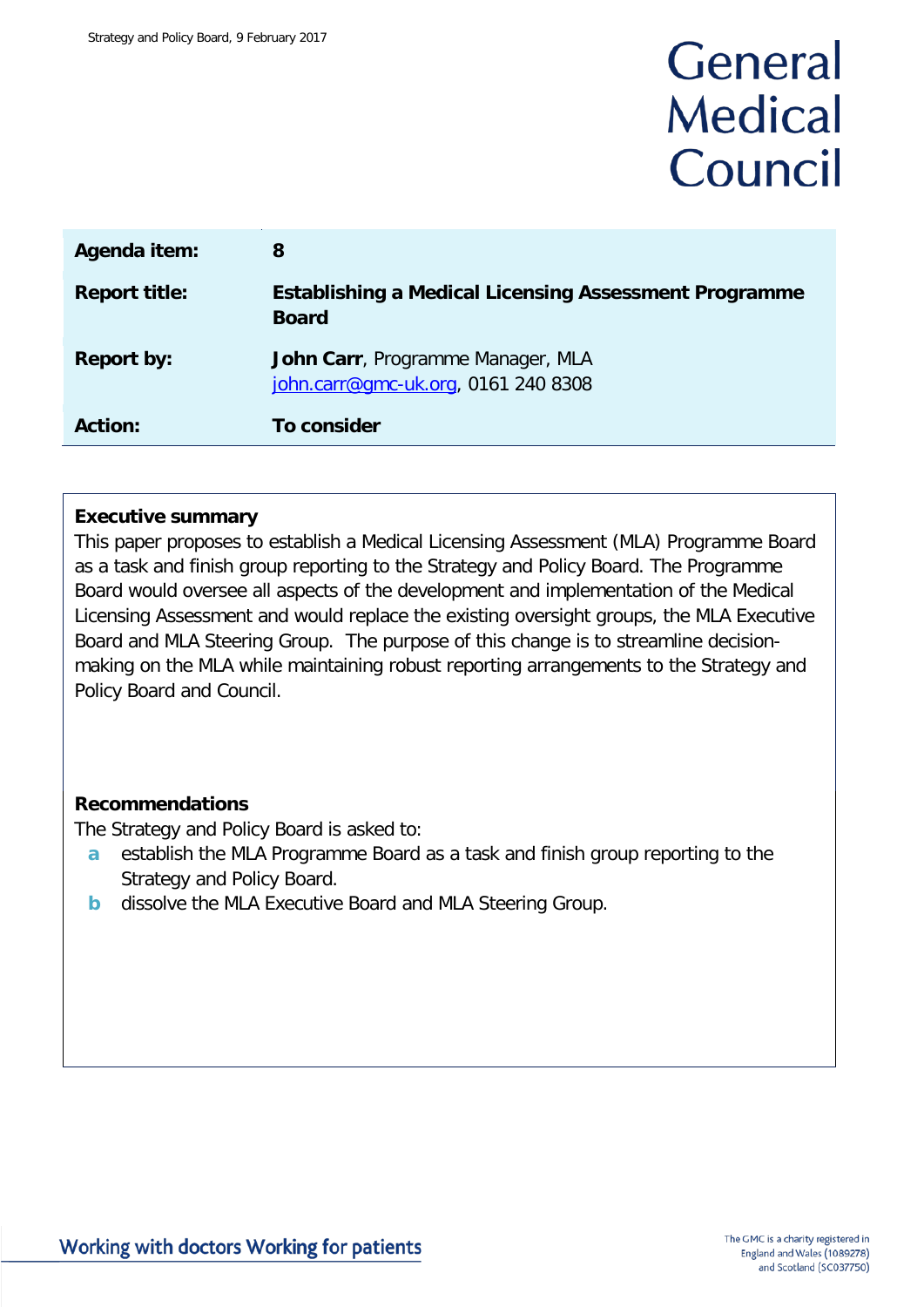# General Medical Council

| | |
|---|---|
| **Agenda item:** | **8** |
| **Report title:** | **Establishing a Medical Licensing Assessment Programme Board** |
| **Report by:** | **John Carr**, Programme Manager, MLA<br>john.carr@gmc-uk.org, 0161 240 8308 |
| **Action:** | **To consider** |

## Executive summary

This paper proposes to establish a Medical Licensing Assessment (MLA) Programme Board as a task and finish group reporting to the Strategy and Policy Board. The Programme Board would oversee all aspects of the development and implementation of the Medical Licensing Assessment and would replace the existing oversight groups, the MLA Executive Board and MLA Steering Group. The purpose of this change is to streamline decision-making on the MLA while maintaining robust reporting arrangements to the Strategy and Policy Board and Council.

## Recommendations

The Strategy and Policy Board is asked to:

- **a** establish the MLA Programme Board as a task and finish group reporting to the Strategy and Policy Board.
- **b** dissolve the MLA Executive Board and MLA Steering Group.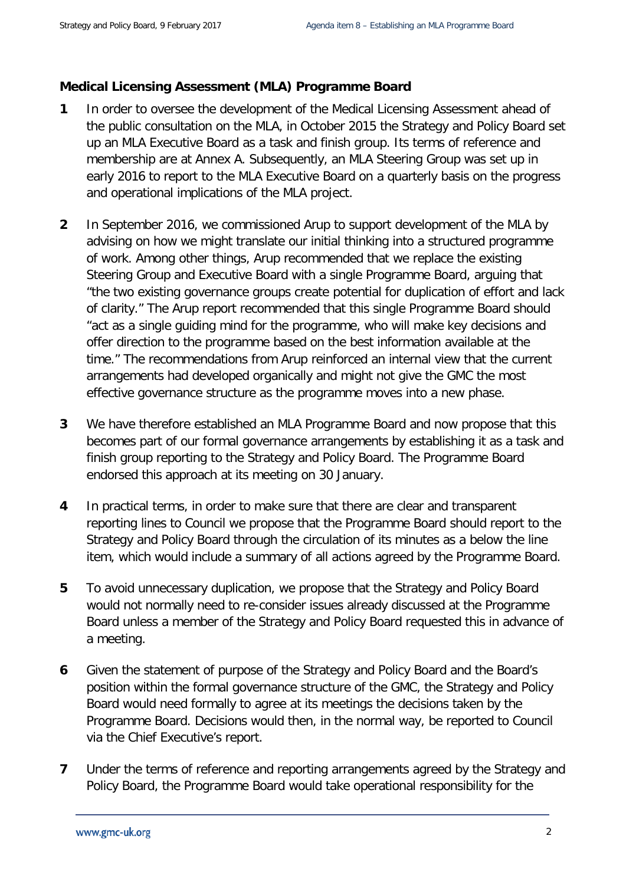**Medical Licensing Assessment (MLA) Programme Board**

**1** In order to oversee the development of the Medical Licensing Assessment ahead of the public consultation on the MLA, in October 2015 the Strategy and Policy Board set up an MLA Executive Board as a task and finish group. Its terms of reference and membership are at Annex A. Subsequently, an MLA Steering Group was set up in early 2016 to report to the MLA Executive Board on a quarterly basis on the progress and operational implications of the MLA project.

**2** In September 2016, we commissioned Arup to support development of the MLA by advising on how we might translate our initial thinking into a structured programme of work. Among other things, Arup recommended that we replace the existing Steering Group and Executive Board with a single Programme Board, arguing that "the two existing governance groups create potential for duplication of effort and lack of clarity." The Arup report recommended that this single Programme Board should "act as a single guiding mind for the programme, who will make key decisions and offer direction to the programme based on the best information available at the time." The recommendations from Arup reinforced an internal view that the current arrangements had developed organically and might not give the GMC the most effective governance structure as the programme moves into a new phase.

**3** We have therefore established an MLA Programme Board and now propose that this becomes part of our formal governance arrangements by establishing it as a task and finish group reporting to the Strategy and Policy Board. The Programme Board endorsed this approach at its meeting on 30 January.

**4** In practical terms, in order to make sure that there are clear and transparent reporting lines to Council we propose that the Programme Board should report to the Strategy and Policy Board through the circulation of its minutes as a below the line item, which would include a summary of all actions agreed by the Programme Board.

**5** To avoid unnecessary duplication, we propose that the Strategy and Policy Board would not normally need to re-consider issues already discussed at the Programme Board unless a member of the Strategy and Policy Board requested this in advance of a meeting.

**6** Given the statement of purpose of the Strategy and Policy Board and the Board's position within the formal governance structure of the GMC, the Strategy and Policy Board would need formally to agree at its meetings the decisions taken by the Programme Board. Decisions would then, in the normal way, be reported to Council via the Chief Executive's report.

**7** Under the terms of reference and reporting arrangements agreed by the Strategy and Policy Board, the Programme Board would take operational responsibility for the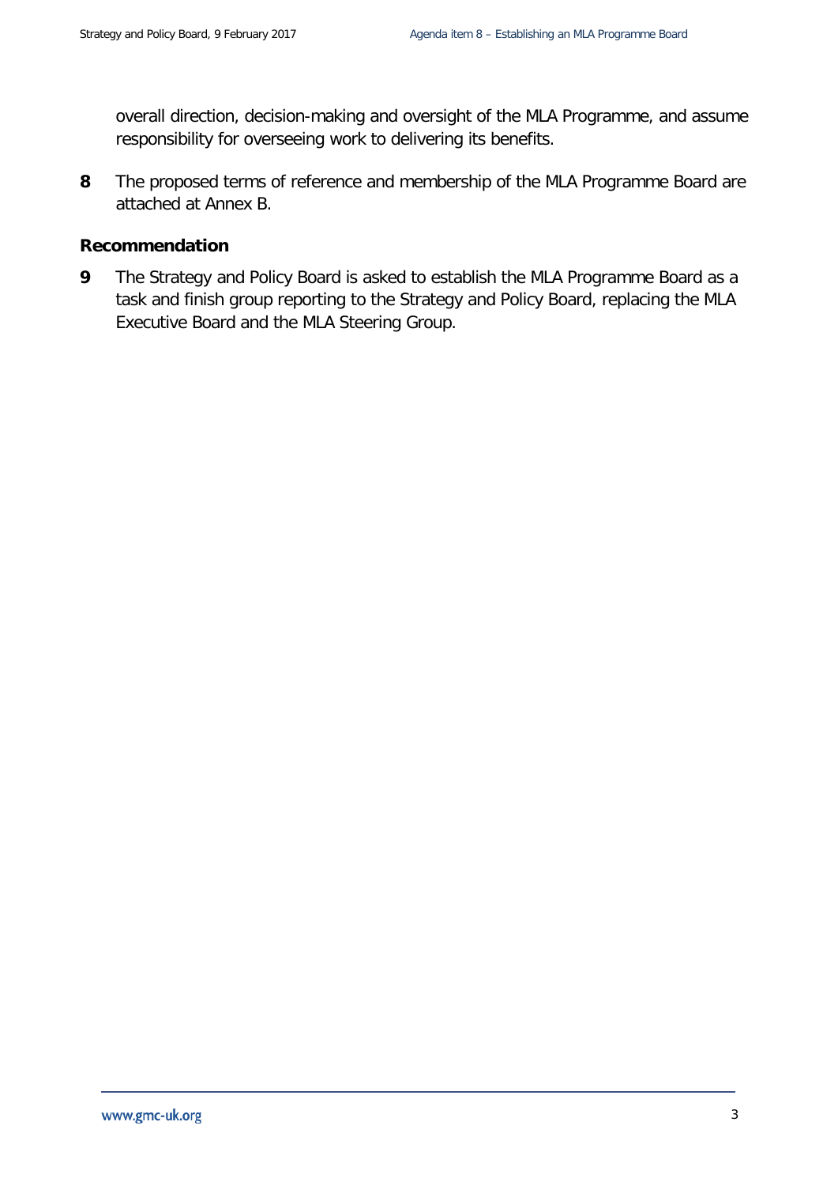overall direction, decision-making and oversight of the MLA Programme, and assume responsibility for overseeing work to delivering its benefits.

**8** The proposed terms of reference and membership of the MLA Programme Board are attached at Annex B.

## Recommendation

**9** The Strategy and Policy Board is asked to establish the MLA Programme Board as a task and finish group reporting to the Strategy and Policy Board, replacing the MLA Executive Board and the MLA Steering Group.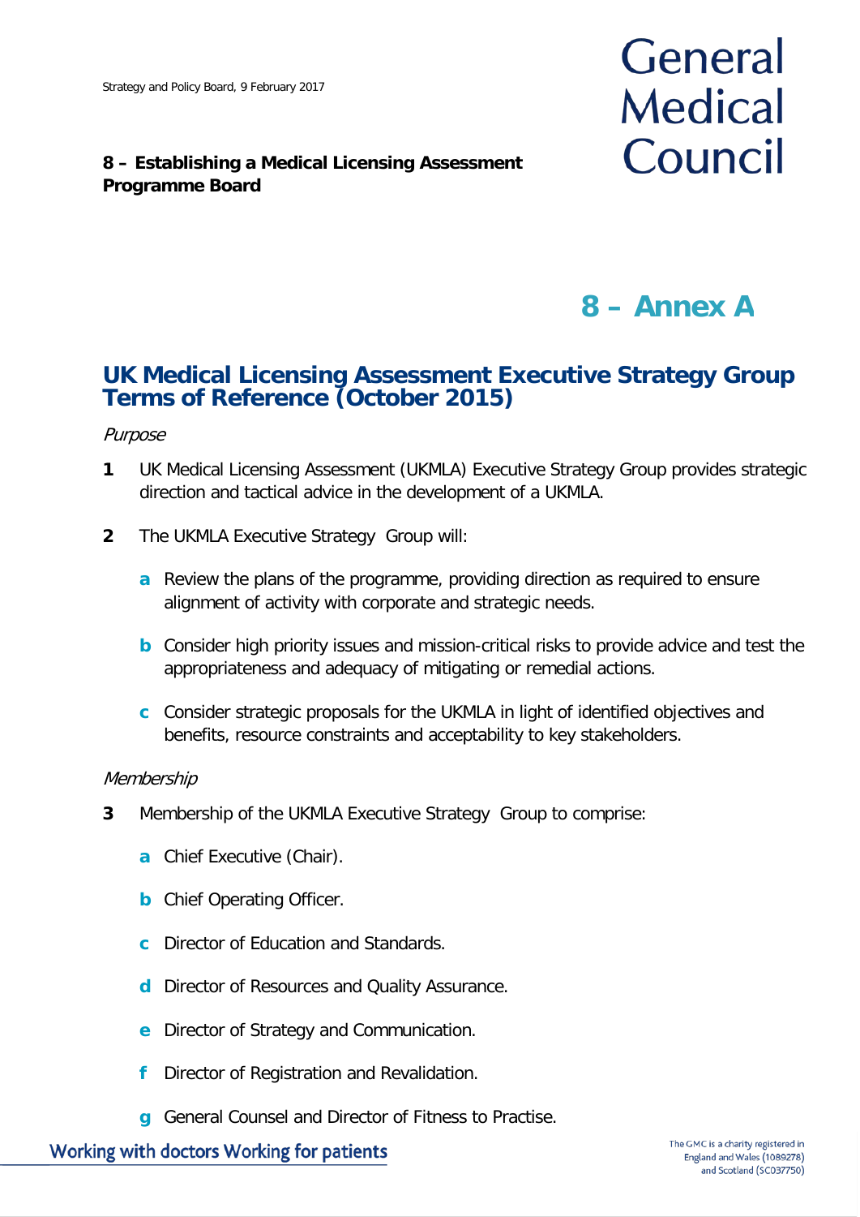**8 – Establishing a Medical Licensing Assessment Programme Board**

# 8 – Annex A

## UK Medical Licensing Assessment Executive Strategy Group Terms of Reference (October 2015)

*Purpose*

**1** UK Medical Licensing Assessment (UKMLA) Executive Strategy Group provides strategic direction and tactical advice in the development of a UKMLA.

**2** The UKMLA Executive Strategy Group will:

- **a** Review the plans of the programme, providing direction as required to ensure alignment of activity with corporate and strategic needs.
- **b** Consider high priority issues and mission-critical risks to provide advice and test the appropriateness and adequacy of mitigating or remedial actions.
- **c** Consider strategic proposals for the UKMLA in light of identified objectives and benefits, resource constraints and acceptability to key stakeholders.

*Membership*

**3** Membership of the UKMLA Executive Strategy Group to comprise:

- **a** Chief Executive (Chair).
- **b** Chief Operating Officer.
- **c** Director of Education and Standards.
- **d** Director of Resources and Quality Assurance.
- **e** Director of Strategy and Communication.
- **f** Director of Registration and Revalidation.
- **g** General Counsel and Director of Fitness to Practise.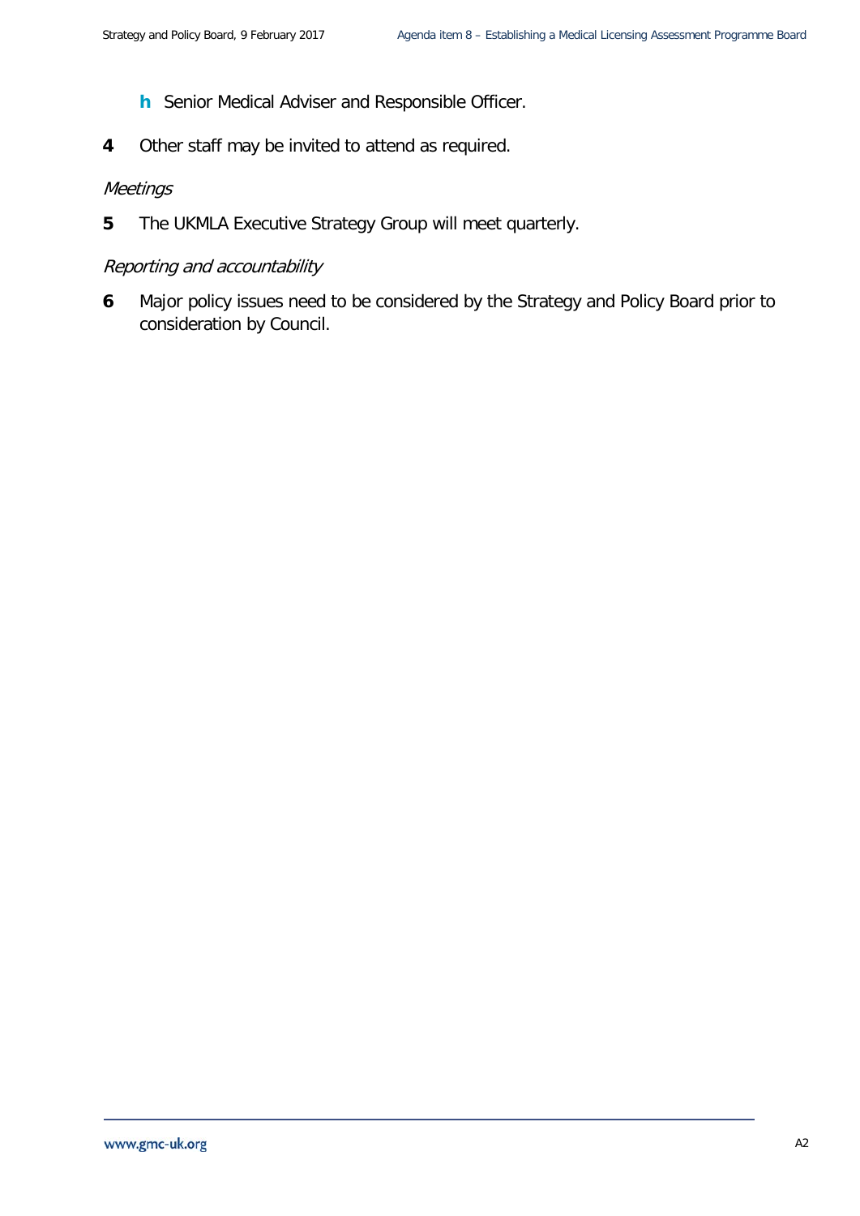h Senior Medical Adviser and Responsible Officer.

4 Other staff may be invited to attend as required.

*Meetings*

5 The UKMLA Executive Strategy Group will meet quarterly.

*Reporting and accountability*

6 Major policy issues need to be considered by the Strategy and Policy Board prior to consideration by Council.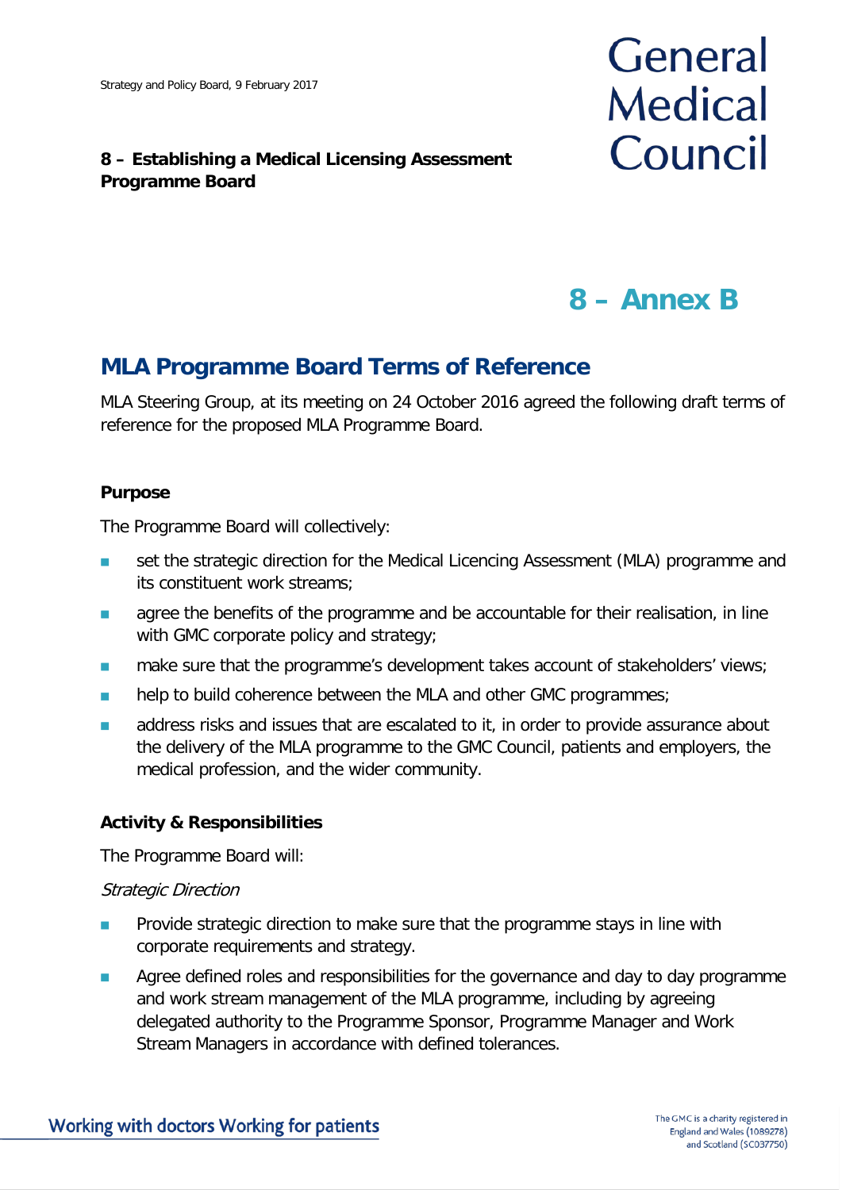**8 – Establishing a Medical Licensing Assessment Programme Board**

# 8 – Annex B

## MLA Programme Board Terms of Reference

MLA Steering Group, at its meeting on 24 October 2016 agreed the following draft terms of reference for the proposed MLA Programme Board.

**Purpose**

The Programme Board will collectively:

- set the strategic direction for the Medical Licencing Assessment (MLA) programme and its constituent work streams;
- agree the benefits of the programme and be accountable for their realisation, in line with GMC corporate policy and strategy;
- make sure that the programme's development takes account of stakeholders' views;
- help to build coherence between the MLA and other GMC programmes;
- address risks and issues that are escalated to it, in order to provide assurance about the delivery of the MLA programme to the GMC Council, patients and employers, the medical profession, and the wider community.

**Activity & Responsibilities**

The Programme Board will:

*Strategic Direction*

- Provide strategic direction to make sure that the programme stays in line with corporate requirements and strategy.
- Agree defined roles and responsibilities for the governance and day to day programme and work stream management of the MLA programme, including by agreeing delegated authority to the Programme Sponsor, Programme Manager and Work Stream Managers in accordance with defined tolerances.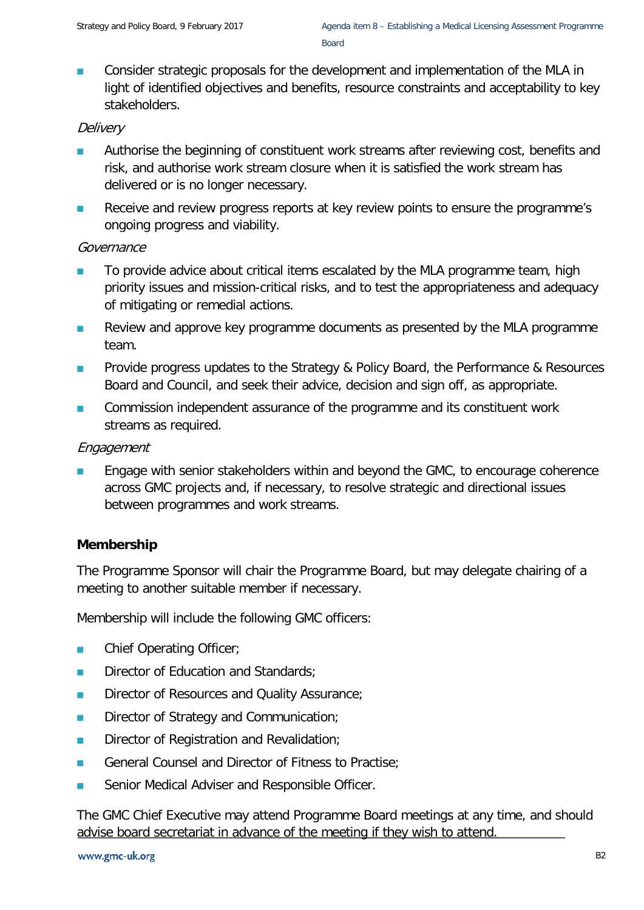- Consider strategic proposals for the development and implementation of the MLA in light of identified objectives and benefits, resource constraints and acceptability to key stakeholders.

*Delivery*

- Authorise the beginning of constituent work streams after reviewing cost, benefits and risk, and authorise work stream closure when it is satisfied the work stream has delivered or is no longer necessary.
- Receive and review progress reports at key review points to ensure the programme's ongoing progress and viability.

*Governance*

- To provide advice about critical items escalated by the MLA programme team, high priority issues and mission-critical risks, and to test the appropriateness and adequacy of mitigating or remedial actions.
- Review and approve key programme documents as presented by the MLA programme team.
- Provide progress updates to the Strategy & Policy Board, the Performance & Resources Board and Council, and seek their advice, decision and sign off, as appropriate.
- Commission independent assurance of the programme and its constituent work streams as required.

*Engagement*

- Engage with senior stakeholders within and beyond the GMC, to encourage coherence across GMC projects and, if necessary, to resolve strategic and directional issues between programmes and work streams.

**Membership**

The Programme Sponsor will chair the Programme Board, but may delegate chairing of a meeting to another suitable member if necessary.

Membership will include the following GMC officers:

- Chief Operating Officer;
- Director of Education and Standards;
- Director of Resources and Quality Assurance;
- Director of Strategy and Communication;
- Director of Registration and Revalidation;
- General Counsel and Director of Fitness to Practise;
- Senior Medical Adviser and Responsible Officer.

The GMC Chief Executive may attend Programme Board meetings at any time, and should advise board secretariat in advance of the meeting if they wish to attend.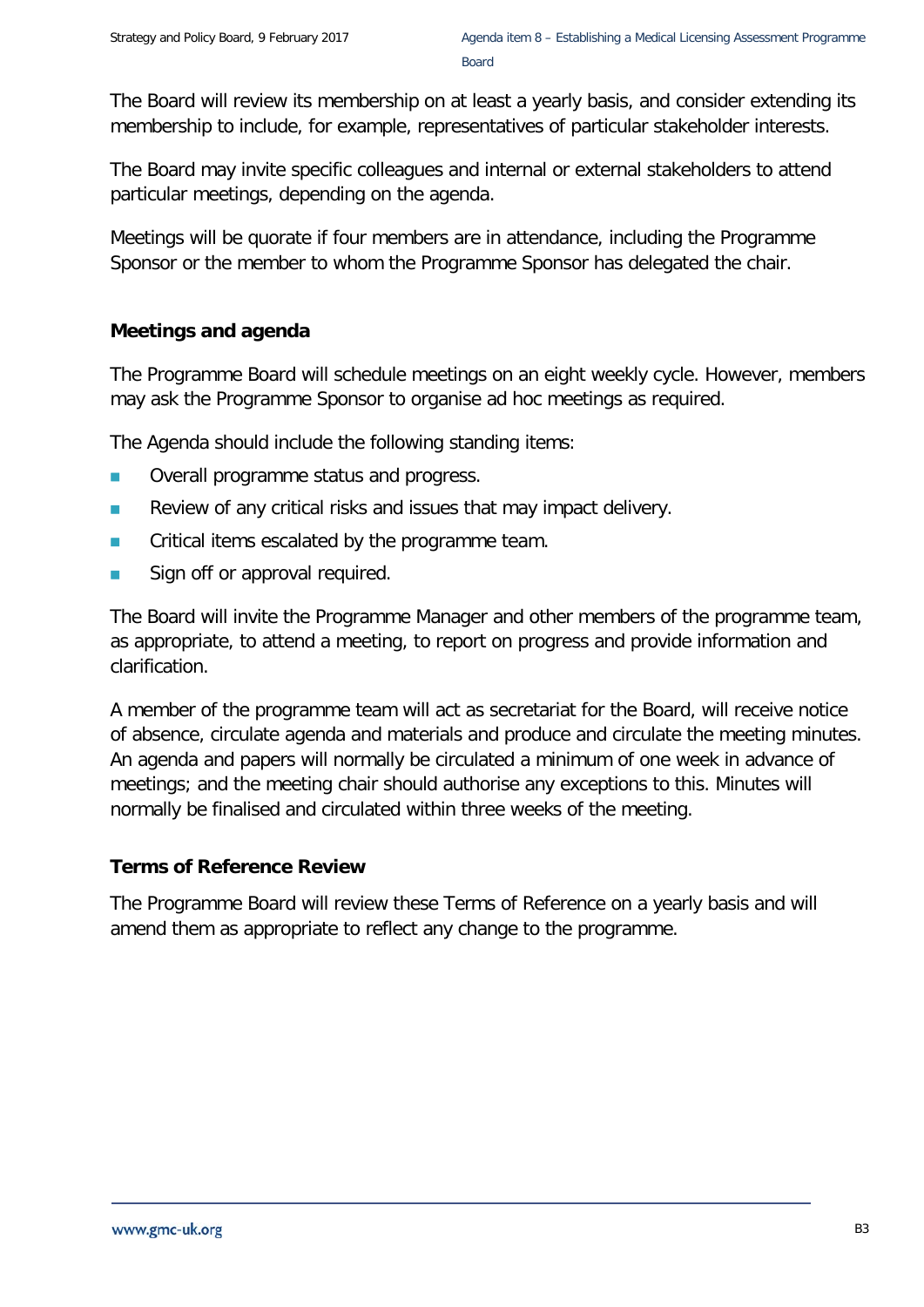The Board will review its membership on at least a yearly basis, and consider extending its membership to include, for example, representatives of particular stakeholder interests.

The Board may invite specific colleagues and internal or external stakeholders to attend particular meetings, depending on the agenda.

Meetings will be quorate if four members are in attendance, including the Programme Sponsor or the member to whom the Programme Sponsor has delegated the chair.

**Meetings and agenda**

The Programme Board will schedule meetings on an eight weekly cycle. However, members may ask the Programme Sponsor to organise ad hoc meetings as required.

The Agenda should include the following standing items:

- Overall programme status and progress.
- Review of any critical risks and issues that may impact delivery.
- Critical items escalated by the programme team.
- Sign off or approval required.

The Board will invite the Programme Manager and other members of the programme team, as appropriate, to attend a meeting, to report on progress and provide information and clarification.

A member of the programme team will act as secretariat for the Board, will receive notice of absence, circulate agenda and materials and produce and circulate the meeting minutes. An agenda and papers will normally be circulated a minimum of one week in advance of meetings; and the meeting chair should authorise any exceptions to this. Minutes will normally be finalised and circulated within three weeks of the meeting.

**Terms of Reference Review**

The Programme Board will review these Terms of Reference on a yearly basis and will amend them as appropriate to reflect any change to the programme.